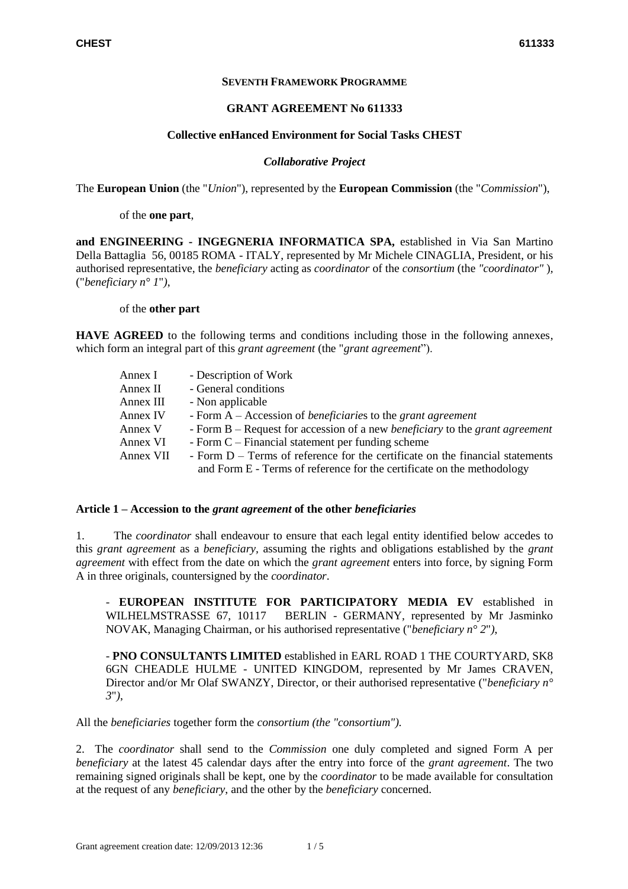**SEVENTH FRAMEWORK PROGRAMME**

**GRANT AGREEMENT No 611333**

**Collective enHanced Environment for Social Tasks CHEST**

***Collaborative Project***

The **European Union** (the "*Union*"), represented by the **European Commission** (the "*Commission*"),

of the **one part**,

**and ENGINEERING - INGEGNERIA INFORMATICA SPA,** established in Via San Martino Della Battaglia 56, 00185 ROMA - ITALY, represented by Mr Michele CINAGLIA, President, or his authorised representative, the *beneficiary* acting as *coordinator* of the *consortium* (the *"coordinator"* ), ("*beneficiary n° 1*"*)*,

of the **other part**

**HAVE AGREED** to the following terms and conditions including those in the following annexes, which form an integral part of this *grant agreement* (the "*grant agreement*").

| | |
|---|---|
| Annex I | - Description of Work |
| Annex II | - General conditions |
| Annex III | - Non applicable |
| Annex IV | - Form A – Accession of *beneficiarie*s to the *grant agreement* |
| Annex V | - Form B – Request for accession of a new *beneficiary* to the *grant agreement* |
| Annex VI | - Form C – Financial statement per funding scheme |
| Annex VII | - Form D – Terms of reference for the certificate on the financial statements and Form E - Terms of reference for the certificate on the methodology |

**Article 1 – Accession to the *grant agreement* of the other *beneficiaries***

1. The *coordinator* shall endeavour to ensure that each legal entity identified below accedes to this *grant agreement* as a *beneficiary,* assuming the rights and obligations established by the *grant agreement* with effect from the date on which the *grant agreement* enters into force, by signing Form A in three originals, countersigned by the *coordinator*.

- **EUROPEAN INSTITUTE FOR PARTICIPATORY MEDIA EV** established in WILHELMSTRASSE 67, 10117 BERLIN - GERMANY, represented by Mr Jasminko NOVAK, Managing Chairman, or his authorised representative ("*beneficiary n° 2*"*)*,

- **PNO CONSULTANTS LIMITED** established in EARL ROAD 1 THE COURTYARD, SK8 6GN CHEADLE HULME - UNITED KINGDOM, represented by Mr James CRAVEN, Director and/or Mr Olaf SWANZY, Director, or their authorised representative ("*beneficiary n° 3*"*)*,

All the *beneficiaries* together form the *consortium (the "consortium").*

2. The *coordinator* shall send to the *Commission* one duly completed and signed Form A per *beneficiary* at the latest 45 calendar days after the entry into force of the *grant agreement*. The two remaining signed originals shall be kept, one by the *coordinator* to be made available for consultation at the request of any *beneficiary*, and the other by the *beneficiary* concerned.

Grant agreement creation date: 12/09/2013 12:36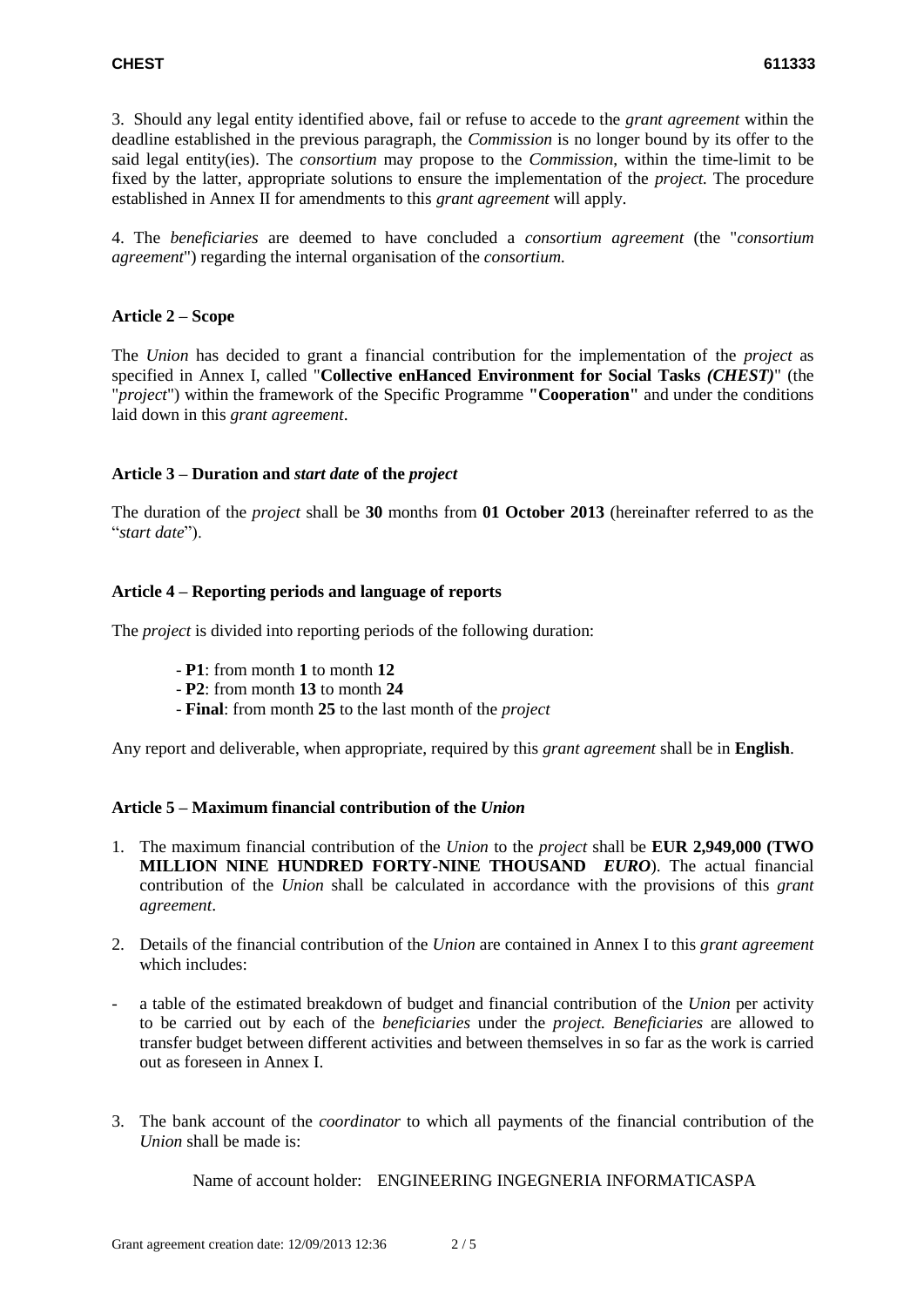3. Should any legal entity identified above, fail or refuse to accede to the *grant agreement* within the deadline established in the previous paragraph, the *Commission* is no longer bound by its offer to the said legal entity(ies). The *consortium* may propose to the *Commission*, within the time-limit to be fixed by the latter, appropriate solutions to ensure the implementation of the *project.* The procedure established in Annex II for amendments to this *grant agreement* will apply.

4. The *beneficiaries* are deemed to have concluded a *consortium agreement* (the "*consortium agreement*") regarding the internal organisation of the *consortium.*

### Article 2 – Scope

The *Union* has decided to grant a financial contribution for the implementation of the *project* as specified in Annex I, called "**Collective enHanced Environment for Social Tasks *(CHEST)***" (the "*project*") within the framework of the Specific Programme **"Cooperation"** and under the conditions laid down in this *grant agreement*.

### Article 3 – Duration and *start date* of the *project*

The duration of the *project* shall be **30** months from **01 October 2013** (hereinafter referred to as the "*start date*").

### Article 4 – Reporting periods and language of reports

The *project* is divided into reporting periods of the following duration:

- **P1**: from month **1** to month **12**
- **P2**: from month **13** to month **24**
- **Final**: from month **25** to the last month of the *project*

Any report and deliverable, when appropriate, required by this *grant agreement* shall be in **English**.

### Article 5 – Maximum financial contribution of the *Union*

1. The maximum financial contribution of the *Union* to the *project* shall be **EUR 2,949,000 (TWO MILLION NINE HUNDRED FORTY-NINE THOUSAND *EURO***). The actual financial contribution of the *Union* shall be calculated in accordance with the provisions of this *grant agreement*.

2. Details of the financial contribution of the *Union* are contained in Annex I to this *grant agreement* which includes:

- a table of the estimated breakdown of budget and financial contribution of the *Union* per activity to be carried out by each of the *beneficiaries* under the *project. Beneficiaries* are allowed to transfer budget between different activities and between themselves in so far as the work is carried out as foreseen in Annex I.

3. The bank account of the *coordinator* to which all payments of the financial contribution of the *Union* shall be made is:

Name of account holder: ENGINEERING INGEGNERIA INFORMATICASPA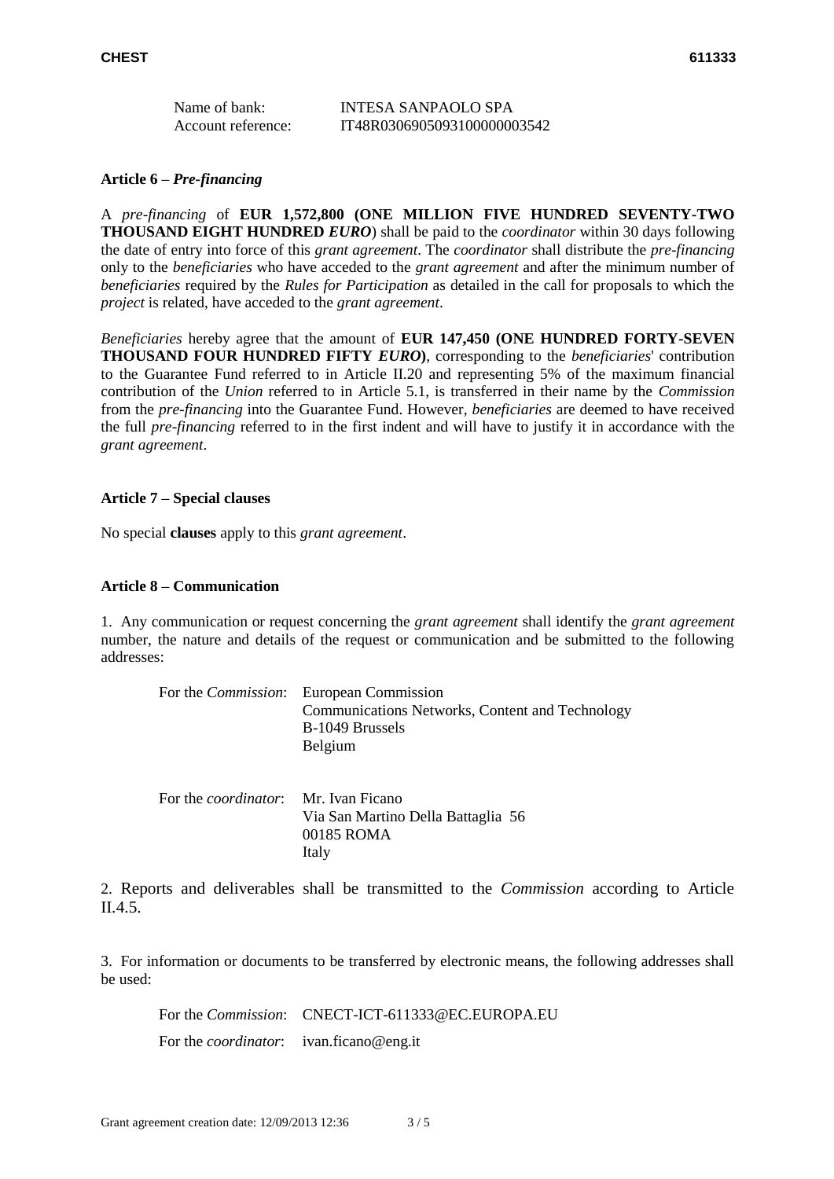Name of bank: INTESA SANPAOLO SPA
Account reference: IT48R0306905093100000003542

**Article 6 –** ***Pre-financing***

A *pre-financing* of **EUR 1,572,800 (ONE MILLION FIVE HUNDRED SEVENTY-TWO THOUSAND EIGHT HUNDRED** ***EURO***) shall be paid to the *coordinator* within 30 days following the date of entry into force of this *grant agreement*. The *coordinator* shall distribute the *pre-financing* only to the *beneficiaries* who have acceded to the *grant agreement* and after the minimum number of *beneficiaries* required by the *Rules for Participation* as detailed in the call for proposals to which the *project* is related, have acceded to the *grant agreement*.

*Beneficiaries* hereby agree that the amount of **EUR 147,450 (ONE HUNDRED FORTY-SEVEN THOUSAND FOUR HUNDRED FIFTY** ***EURO*****)**, corresponding to the *beneficiaries*' contribution to the Guarantee Fund referred to in Article II.20 and representing 5% of the maximum financial contribution of the *Union* referred to in Article 5.1, is transferred in their name by the *Commission* from the *pre-financing* into the Guarantee Fund. However, *beneficiaries* are deemed to have received the full *pre-financing* referred to in the first indent and will have to justify it in accordance with the *grant agreement*.

**Article 7 – Special clauses**

No special **clauses** apply to this *grant agreement*.

**Article 8 – Communication**

1. Any communication or request concerning the *grant agreement* shall identify the *grant agreement* number, the nature and details of the request or communication and be submitted to the following addresses:

For the *Commission*: European Commission
Communications Networks, Content and Technology
B-1049 Brussels
Belgium

For the *coordinator*: Mr. Ivan Ficano
Via San Martino Della Battaglia 56
00185 ROMA
Italy

2. Reports and deliverables shall be transmitted to the *Commission* according to Article II.4.5.

3. For information or documents to be transferred by electronic means, the following addresses shall be used:

For the *Commission*: CNECT-ICT-611333@EC.EUROPA.EU

For the *coordinator*: ivan.ficano@eng.it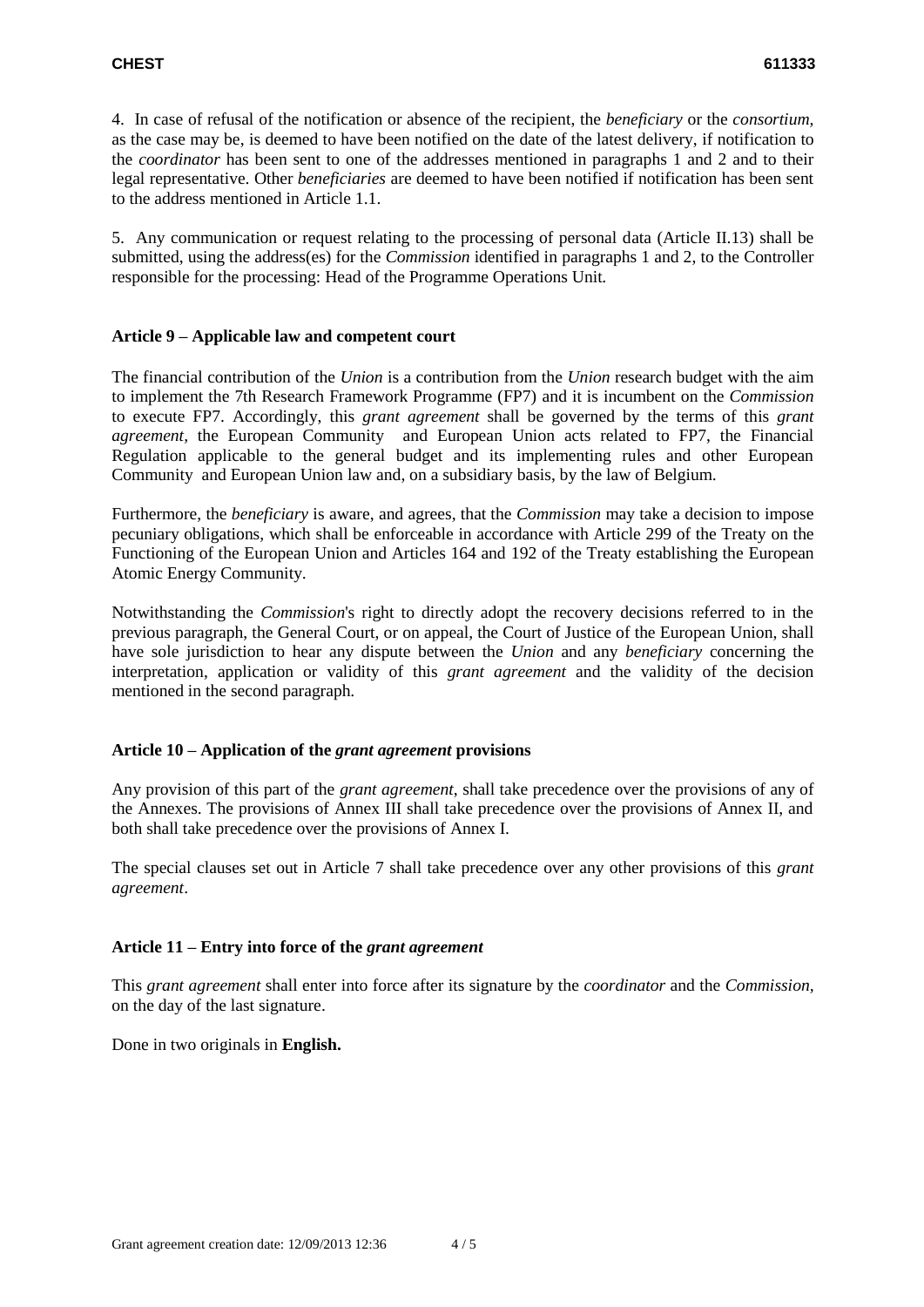4. In case of refusal of the notification or absence of the recipient, the *beneficiary* or the *consortium*, as the case may be, is deemed to have been notified on the date of the latest delivery, if notification to the *coordinator* has been sent to one of the addresses mentioned in paragraphs 1 and 2 and to their legal representative. Other *beneficiaries* are deemed to have been notified if notification has been sent to the address mentioned in Article 1.1.

5. Any communication or request relating to the processing of personal data (Article II.13) shall be submitted, using the address(es) for the *Commission* identified in paragraphs 1 and 2, to the Controller responsible for the processing: Head of the Programme Operations Unit.

**Article 9 – Applicable law and competent court**

The financial contribution of the *Union* is a contribution from the *Union* research budget with the aim to implement the 7th Research Framework Programme (FP7) and it is incumbent on the *Commission* to execute FP7. Accordingly, this *grant agreement* shall be governed by the terms of this *grant agreement*, the European Community and European Union acts related to FP7, the Financial Regulation applicable to the general budget and its implementing rules and other European Community and European Union law and, on a subsidiary basis, by the law of Belgium.

Furthermore, the *beneficiary* is aware, and agrees, that the *Commission* may take a decision to impose pecuniary obligations, which shall be enforceable in accordance with Article 299 of the Treaty on the Functioning of the European Union and Articles 164 and 192 of the Treaty establishing the European Atomic Energy Community.

Notwithstanding the *Commission*'s right to directly adopt the recovery decisions referred to in the previous paragraph, the General Court, or on appeal, the Court of Justice of the European Union, shall have sole jurisdiction to hear any dispute between the *Union* and any *beneficiary* concerning the interpretation, application or validity of this *grant agreement* and the validity of the decision mentioned in the second paragraph.

**Article 10 – Application of the *grant agreement* provisions**

Any provision of this part of the *grant agreement*, shall take precedence over the provisions of any of the Annexes. The provisions of Annex III shall take precedence over the provisions of Annex II, and both shall take precedence over the provisions of Annex I.

The special clauses set out in Article 7 shall take precedence over any other provisions of this *grant agreement*.

**Article 11 – Entry into force of the *grant agreement***

This *grant agreement* shall enter into force after its signature by the *coordinator* and the *Commission*, on the day of the last signature.

Done in two originals in **English.**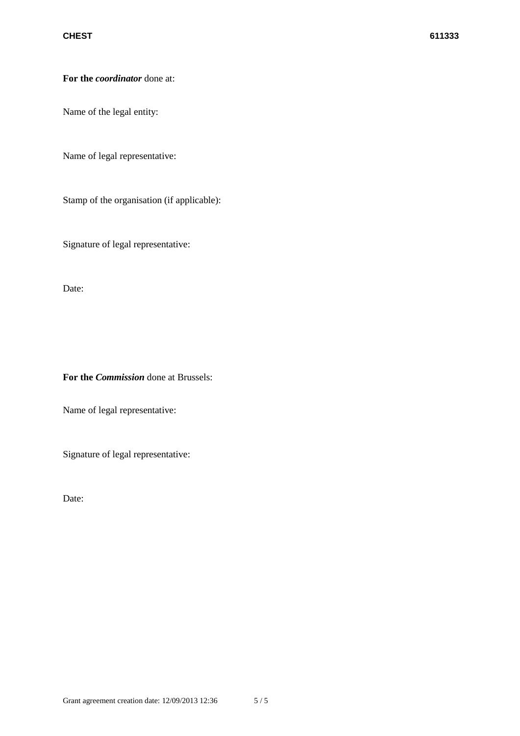**For the *coordinator*** done at:

Name of the legal entity:

Name of legal representative:

Stamp of the organisation (if applicable):

Signature of legal representative:

Date:

**For the *Commission*** done at Brussels:

Name of legal representative:

Signature of legal representative:

Date: